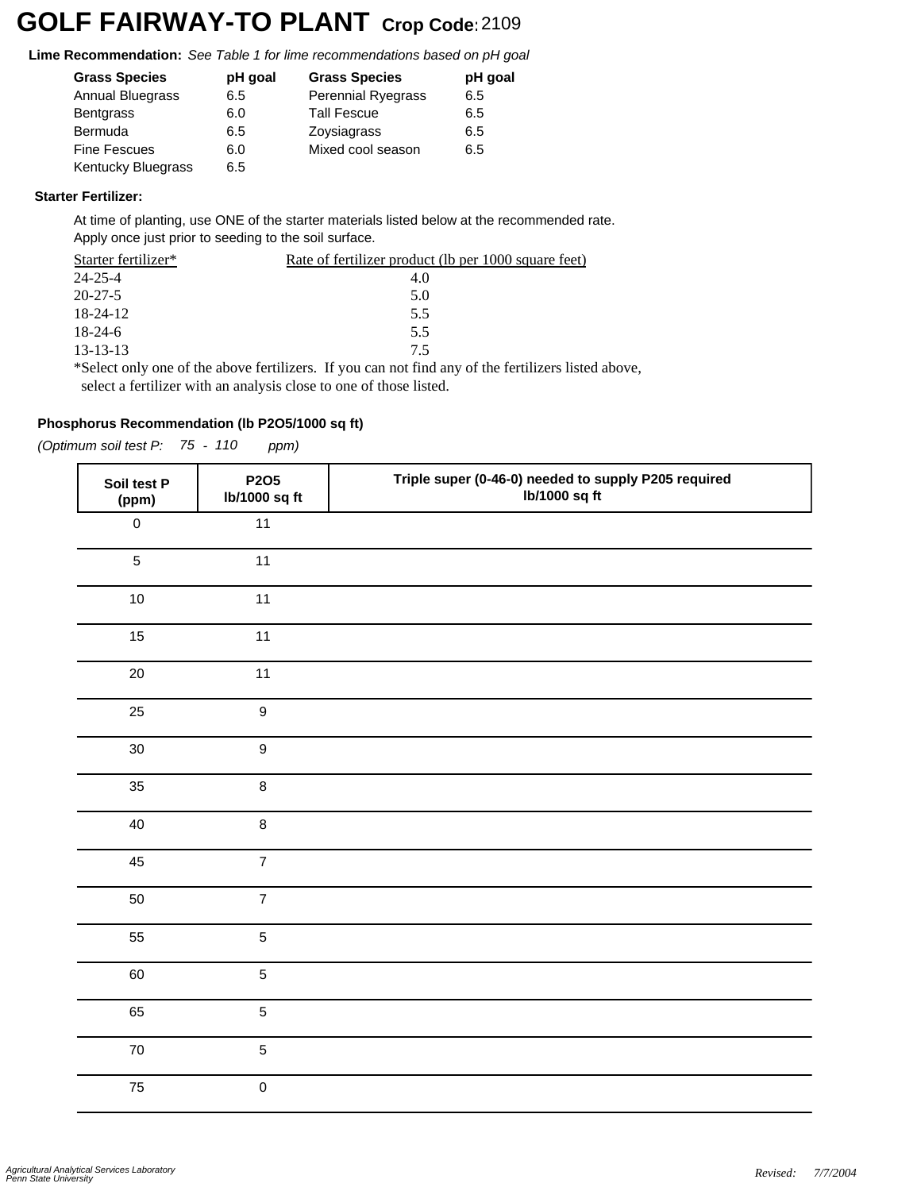# GOLF FAIRWAY-TO PLANT Crop Code: 2109

**Lime Recommendation:** *See Table 1 for lime recommendations based on pH goal*

| Grass Species | pH goal | Grass Species | pH goal |
|---|---|---|---|
| Annual Bluegrass | 6.5 | Perennial Ryegrass | 6.5 |
| Bentgrass | 6.0 | Tall Fescue | 6.5 |
| Bermuda | 6.5 | Zoysiagrass | 6.5 |
| Fine Fescues | 6.0 | Mixed cool season | 6.5 |
| Kentucky Bluegrass | 6.5 | | |

**Starter Fertilizer:**

At time of planting, use ONE of the starter materials listed below at the recommended rate.
Apply once just prior to seeding to the soil surface.

| Starter fertilizer* | Rate of fertilizer product (lb per 1000 square feet) |
|---|---|
| 24-25-4 | 4.0 |
| 20-27-5 | 5.0 |
| 18-24-12 | 5.5 |
| 18-24-6 | 5.5 |
| 13-13-13 | 7.5 |

*Select only one of the above fertilizers. If you can not find any of the fertilizers listed above, select a fertilizer with an analysis close to one of those listed.

**Phosphorus Recommendation (lb P2O5/1000 sq ft)**

*(Optimum soil test P: 75 - 110 ppm)*

| Soil test P (ppm) | P2O5 lb/1000 sq ft | Triple super (0-46-0) needed to supply P205 required lb/1000 sq ft |
|---|---|---|
| 0 | 11 | |
| 5 | 11 | |
| 10 | 11 | |
| 15 | 11 | |
| 20 | 11 | |
| 25 | 9 | |
| 30 | 9 | |
| 35 | 8 | |
| 40 | 8 | |
| 45 | 7 | |
| 50 | 7 | |
| 55 | 5 | |
| 60 | 5 | |
| 65 | 5 | |
| 70 | 5 | |
| 75 | 0 | |

*Agricultural Analytical Services Laboratory*
*Penn State University*

*Revised: 7/7/2004*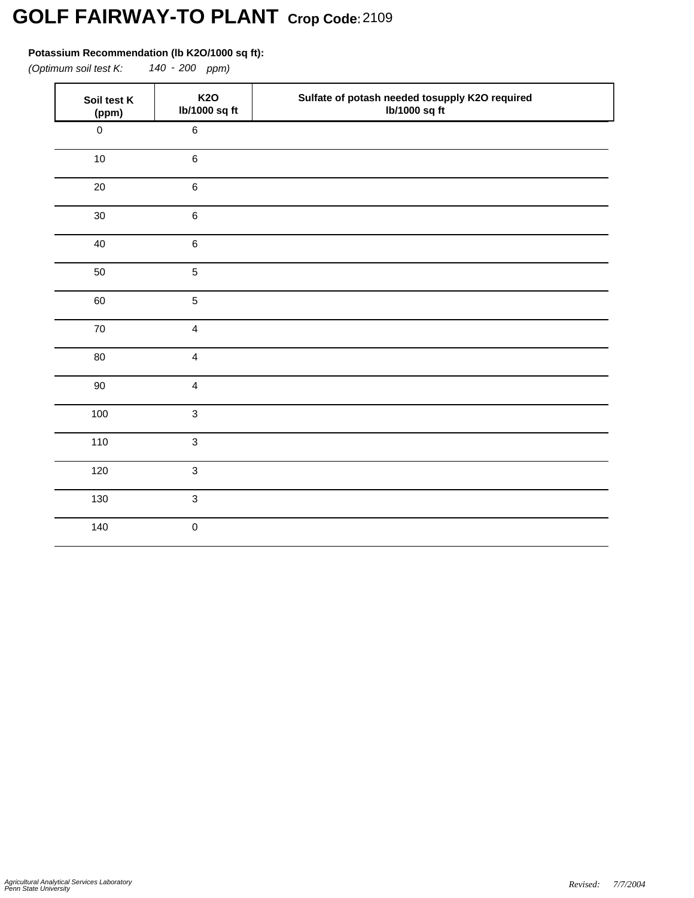# GOLF FAIRWAY-TO PLANT **Crop Code:** 2109

**Potassium Recommendation (lb K2O/1000 sq ft):**

*(Optimum soil test K: 140 - 200 ppm)*

| Soil test K (ppm) | K2O lb/1000 sq ft | Sulfate of potash needed tosupply K2O required lb/1000 sq ft |
|---|---|---|
| 0 | 6 | |
| 10 | 6 | |
| 20 | 6 | |
| 30 | 6 | |
| 40 | 6 | |
| 50 | 5 | |
| 60 | 5 | |
| 70 | 4 | |
| 80 | 4 | |
| 90 | 4 | |
| 100 | 3 | |
| 110 | 3 | |
| 120 | 3 | |
| 130 | 3 | |
| 140 | 0 | |

*Agricultural Analytical Services Laboratory*
*Penn State University*

*Revised: 7/7/2004*